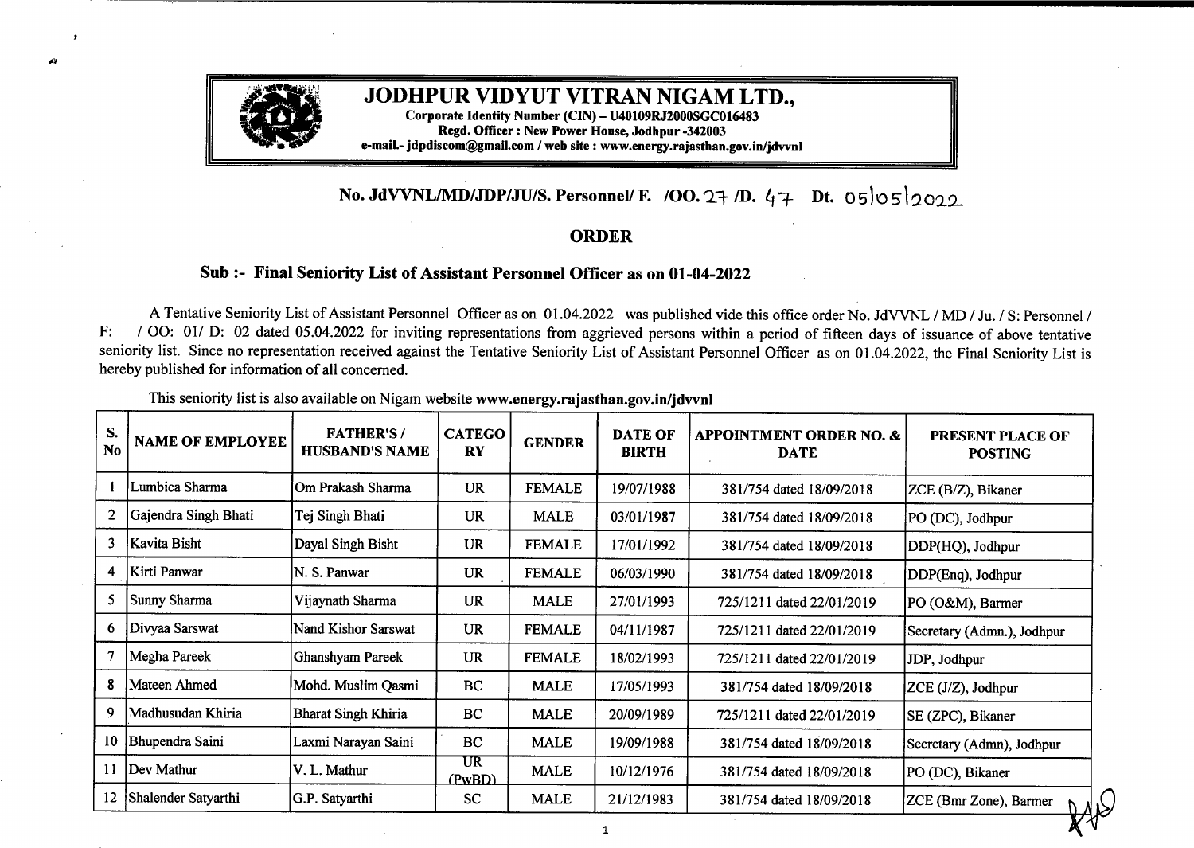# JODHPUR VIDYUT VITRAN NIGAM LTD.,

**Corporate Identity Number (CIN) – U40109RJ2000SGC016483**
**Regd. Officer : New Power House, Jodhpur -342003**
**e-mail.- jdpdiscom@gmail.com / web site : www.energy.rajasthan.gov.in/jdvvnl**

**No. JdVVNL/MD/JDP/JU/S. Personnel/ F. /OO. 27 /D. 47 Dt. 05/05/2022**

## ORDER

### Sub :- Final Seniority List of Assistant Personnel Officer as on 01-04-2022

A Tentative Seniority List of Assistant Personnel Officer as on 01.04.2022 was published vide this office order No. JdVVNL / MD / Ju. / S: Personnel / F: / OO: 01/ D: 02 dated 05.04.2022 for inviting representations from aggrieved persons within a period of fifteen days of issuance of above tentative seniority list. Since no representation received against the Tentative Seniority List of Assistant Personnel Officer as on 01.04.2022, the Final Seniority List is hereby published for information of all concerned.

This seniority list is also available on Nigam website **www.energy.rajasthan.gov.in/jdvvnl**

| S. No | NAME OF EMPLOYEE | FATHER'S / HUSBAND'S NAME | CATEGORY | GENDER | DATE OF BIRTH | APPOINTMENT ORDER NO. & DATE | PRESENT PLACE OF POSTING |
|---|---|---|---|---|---|---|---|
| 1 | Lumbica Sharma | Om Prakash Sharma | UR | FEMALE | 19/07/1988 | 381/754 dated 18/09/2018 | ZCE (B/Z), Bikaner |
| 2 | Gajendra Singh Bhati | Tej Singh Bhati | UR | MALE | 03/01/1987 | 381/754 dated 18/09/2018 | PO (DC), Jodhpur |
| 3 | Kavita Bisht | Dayal Singh Bisht | UR | FEMALE | 17/01/1992 | 381/754 dated 18/09/2018 | DDP(HQ), Jodhpur |
| 4 | Kirti Panwar | N. S. Panwar | UR | FEMALE | 06/03/1990 | 381/754 dated 18/09/2018 | DDP(Enq), Jodhpur |
| 5 | Sunny Sharma | Vijaynath Sharma | UR | MALE | 27/01/1993 | 725/1211 dated 22/01/2019 | PO (O&M), Barmer |
| 6 | Divyaa Sarswat | Nand Kishor Sarswat | UR | FEMALE | 04/11/1987 | 725/1211 dated 22/01/2019 | Secretary (Admn.), Jodhpur |
| 7 | Megha Pareek | Ghanshyam Pareek | UR | FEMALE | 18/02/1993 | 725/1211 dated 22/01/2019 | JDP, Jodhpur |
| 8 | Mateen Ahmed | Mohd. Muslim Qasmi | BC | MALE | 17/05/1993 | 381/754 dated 18/09/2018 | ZCE (J/Z), Jodhpur |
| 9 | Madhusudan Khiria | Bharat Singh Khiria | BC | MALE | 20/09/1989 | 725/1211 dated 22/01/2019 | SE (ZPC), Bikaner |
| 10 | Bhupendra Saini | Laxmi Narayan Saini | BC | MALE | 19/09/1988 | 381/754 dated 18/09/2018 | Secretary (Admn), Jodhpur |
| 11 | Dev Mathur | V. L. Mathur | UR (PwBD) | MALE | 10/12/1976 | 381/754 dated 18/09/2018 | PO (DC), Bikaner |
| 12 | Shalender Satyarthi | G.P. Satyarthi | SC | MALE | 21/12/1983 | 381/754 dated 18/09/2018 | ZCE (Bmr Zone), Barmer |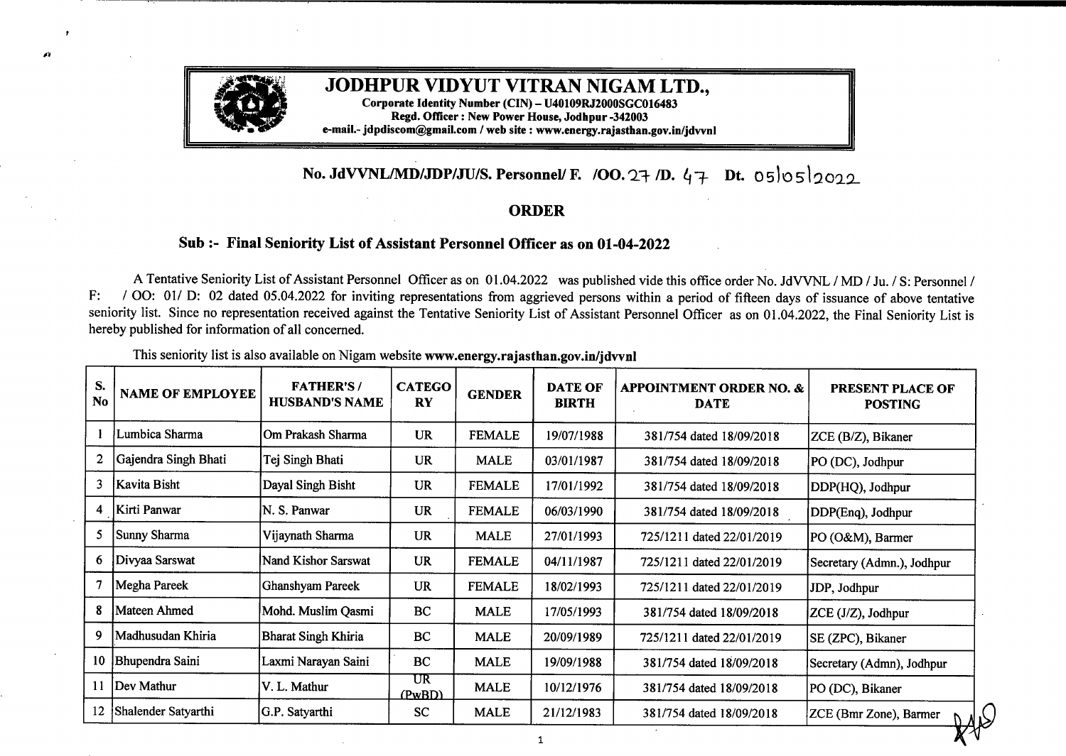# JODHPUR VIDYUT VITRAN NIGAM LTD.,

**Corporate Identity Number (CIN) – U40109RJ2000SGC016483**
**Regd. Officer : New Power House, Jodhpur -342003**
**e-mail.- jdpdiscom@gmail.com / web site : www.energy.rajasthan.gov.in/jdvvnl**

**No. JdVVNL/MD/JDP/JU/S. Personnel/ F. /OO. 27 /D. 47 Dt. 05/05/2022**

## ORDER

### Sub :- Final Seniority List of Assistant Personnel Officer as on 01-04-2022

A Tentative Seniority List of Assistant Personnel Officer as on 01.04.2022 was published vide this office order No. JdVVNL / MD / Ju. / S: Personnel / F: / OO: 01/ D: 02 dated 05.04.2022 for inviting representations from aggrieved persons within a period of fifteen days of issuance of above tentative seniority list. Since no representation received against the Tentative Seniority List of Assistant Personnel Officer as on 01.04.2022, the Final Seniority List is hereby published for information of all concerned.

This seniority list is also available on Nigam website **www.energy.rajasthan.gov.in/jdvvnl**

| S. No | NAME OF EMPLOYEE | FATHER'S / HUSBAND'S NAME | CATEGORY | GENDER | DATE OF BIRTH | APPOINTMENT ORDER NO. & DATE | PRESENT PLACE OF POSTING |
|---|---|---|---|---|---|---|---|
| 1 | Lumbica Sharma | Om Prakash Sharma | UR | FEMALE | 19/07/1988 | 381/754 dated 18/09/2018 | ZCE (B/Z), Bikaner |
| 2 | Gajendra Singh Bhati | Tej Singh Bhati | UR | MALE | 03/01/1987 | 381/754 dated 18/09/2018 | PO (DC), Jodhpur |
| 3 | Kavita Bisht | Dayal Singh Bisht | UR | FEMALE | 17/01/1992 | 381/754 dated 18/09/2018 | DDP(HQ), Jodhpur |
| 4 | Kirti Panwar | N. S. Panwar | UR | FEMALE | 06/03/1990 | 381/754 dated 18/09/2018 | DDP(Enq), Jodhpur |
| 5 | Sunny Sharma | Vijaynath Sharma | UR | MALE | 27/01/1993 | 725/1211 dated 22/01/2019 | PO (O&M), Barmer |
| 6 | Divyaa Sarswat | Nand Kishor Sarswat | UR | FEMALE | 04/11/1987 | 725/1211 dated 22/01/2019 | Secretary (Admn.), Jodhpur |
| 7 | Megha Pareek | Ghanshyam Pareek | UR | FEMALE | 18/02/1993 | 725/1211 dated 22/01/2019 | JDP, Jodhpur |
| 8 | Mateen Ahmed | Mohd. Muslim Qasmi | BC | MALE | 17/05/1993 | 381/754 dated 18/09/2018 | ZCE (J/Z), Jodhpur |
| 9 | Madhusudan Khiria | Bharat Singh Khiria | BC | MALE | 20/09/1989 | 725/1211 dated 22/01/2019 | SE (ZPC), Bikaner |
| 10 | Bhupendra Saini | Laxmi Narayan Saini | BC | MALE | 19/09/1988 | 381/754 dated 18/09/2018 | Secretary (Admn), Jodhpur |
| 11 | Dev Mathur | V. L. Mathur | UR (PwBD) | MALE | 10/12/1976 | 381/754 dated 18/09/2018 | PO (DC), Bikaner |
| 12 | Shalender Satyarthi | G.P. Satyarthi | SC | MALE | 21/12/1983 | 381/754 dated 18/09/2018 | ZCE (Bmr Zone), Barmer |